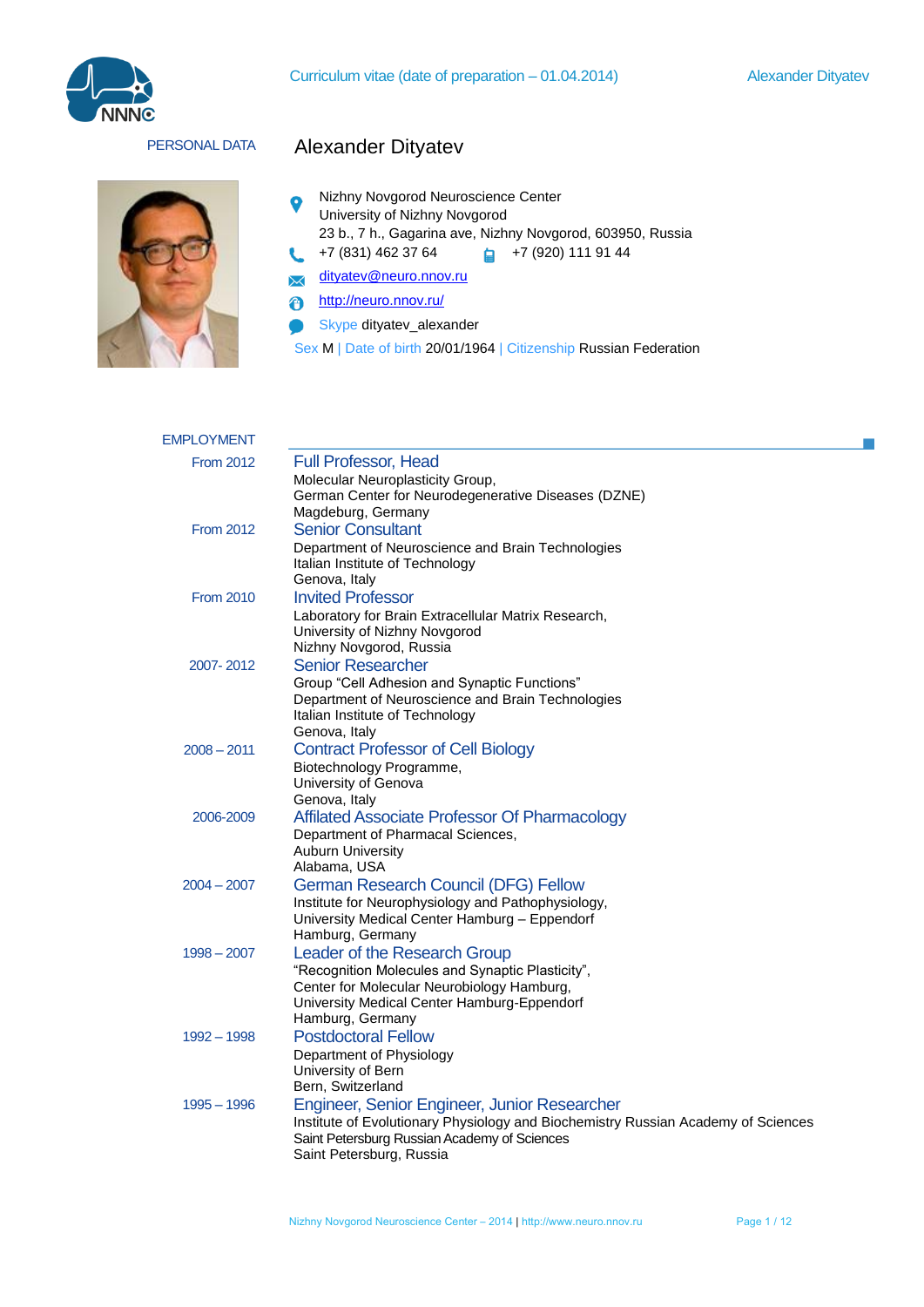# Alexander Dityatev

## PERSONAL DATA

Nizhny Novgorod Neuroscience Center
University of Nizhny Novgorod
23 b., 7 h., Gagarina ave, Nizhny Novgorod, 603950, Russia

+7 (831) 462 37 64 | +7 (920) 111 91 44

dityatev@neuro.nnov.ru

http://neuro.nnov.ru/

Skype dityatev_alexander

Sex M | Date of birth 20/01/1964 | Citizenship Russian Federation

## EMPLOYMENT

**From 2012** — **Full Professor, Head**
Molecular Neuroplasticity Group,
German Center for Neurodegenerative Diseases (DZNE)
Magdeburg, Germany

**From 2012** — **Senior Consultant**
Department of Neuroscience and Brain Technologies
Italian Institute of Technology
Genova, Italy

**From 2010** — **Invited Professor**
Laboratory for Brain Extracellular Matrix Research,
University of Nizhny Novgorod
Nizhny Novgorod, Russia

**2007- 2012** — **Senior Researcher**
Group "Cell Adhesion and Synaptic Functions"
Department of Neuroscience and Brain Technologies
Italian Institute of Technology
Genova, Italy

**2008 – 2011** — **Contract Professor of Cell Biology**
Biotechnology Programme,
University of Genova
Genova, Italy

**2006-2009** — **Affilated Associate Professor Of Pharmacology**
Department of Pharmacal Sciences,
Auburn University
Alabama, USA

**2004 – 2007** — **German Research Council (DFG) Fellow**
Institute for Neurophysiology and Pathophysiology,
University Medical Center Hamburg – Eppendorf
Hamburg, Germany

**1998 – 2007** — **Leader of the Research Group**
"Recognition Molecules and Synaptic Plasticity",
Center for Molecular Neurobiology Hamburg,
University Medical Center Hamburg-Eppendorf
Hamburg, Germany

**1992 – 1998** — **Postdoctoral Fellow**
Department of Physiology
University of Bern
Bern, Switzerland

**1995 – 1996** — **Engineer, Senior Engineer, Junior Researcher**
Institute of Evolutionary Physiology and Biochemistry Russian Academy of Sciences
Saint Petersburg Russian Academy of Sciences
Saint Petersburg, Russia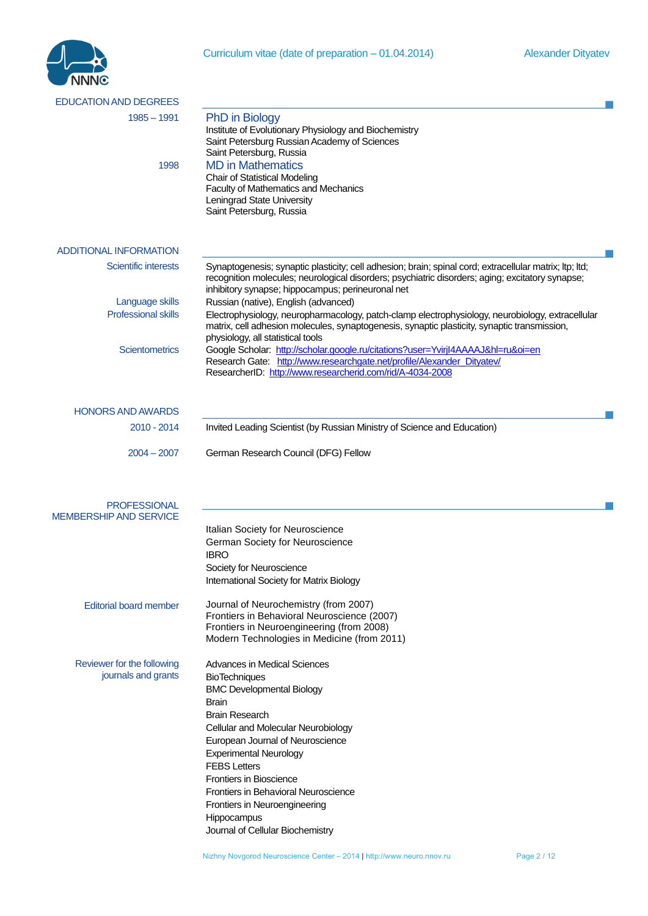## EDUCATION AND DEGREES

**1985 – 1991**

### PhD in Biology
Institute of Evolutionary Physiology and Biochemistry
Saint Petersburg Russian Academy of Sciences
Saint Petersburg, Russia

**1998**

### MD in Mathematics
Chair of Statistical Modeling
Faculty of Mathematics and Mechanics
Leningrad State University
Saint Petersburg, Russia

## ADDITIONAL INFORMATION

**Scientific interests**
Synaptogenesis; synaptic plasticity; cell adhesion; brain; spinal cord; extracellular matrix; ltp; ltd; recognition molecules; neurological disorders; psychiatric disorders; aging; excitatory synapse; inhibitory synapse; hippocampus; perineuronal net

**Language skills**
Russian (native), English (advanced)

**Professional skills**
Electrophysiology, neuropharmacology, patch-clamp electrophysiology, neurobiology, extracellular matrix, cell adhesion molecules, synaptogenesis, synaptic plasticity, synaptic transmission, physiology, all statistical tools

**Scientometrics**
Google Scholar: http://scholar.google.ru/citations?user=YvirjI4AAAAJ&hl=ru&oi=en
Research Gate: http://www.researchgate.net/profile/Alexander_Dityatev/
ResearcherID: http://www.researcherid.com/rid/A-4034-2008

## HONORS AND AWARDS

**2010 - 2014**
Invited Leading Scientist (by Russian Ministry of Science and Education)

**2004 – 2007**
German Research Council (DFG) Fellow

## PROFESSIONAL MEMBERSHIP AND SERVICE

Italian Society for Neuroscience
German Society for Neuroscience
IBRO
Society for Neuroscience
International Society for Matrix Biology

**Editorial board member**
Journal of Neurochemistry (from 2007)
Frontiers in Behavioral Neuroscience (2007)
Frontiers in Neuroengineering (from 2008)
Modern Technologies in Medicine (from 2011)

**Reviewer for the following journals and grants**
Advances in Medical Sciences
BioTechniques
BMC Developmental Biology
Brain
Brain Research
Cellular and Molecular Neurobiology
European Journal of Neuroscience
Experimental Neurology
FEBS Letters
Frontiers in Bioscience
Frontiers in Behavioral Neuroscience
Frontiers in Neuroengineering
Hippocampus
Journal of Cellular Biochemistry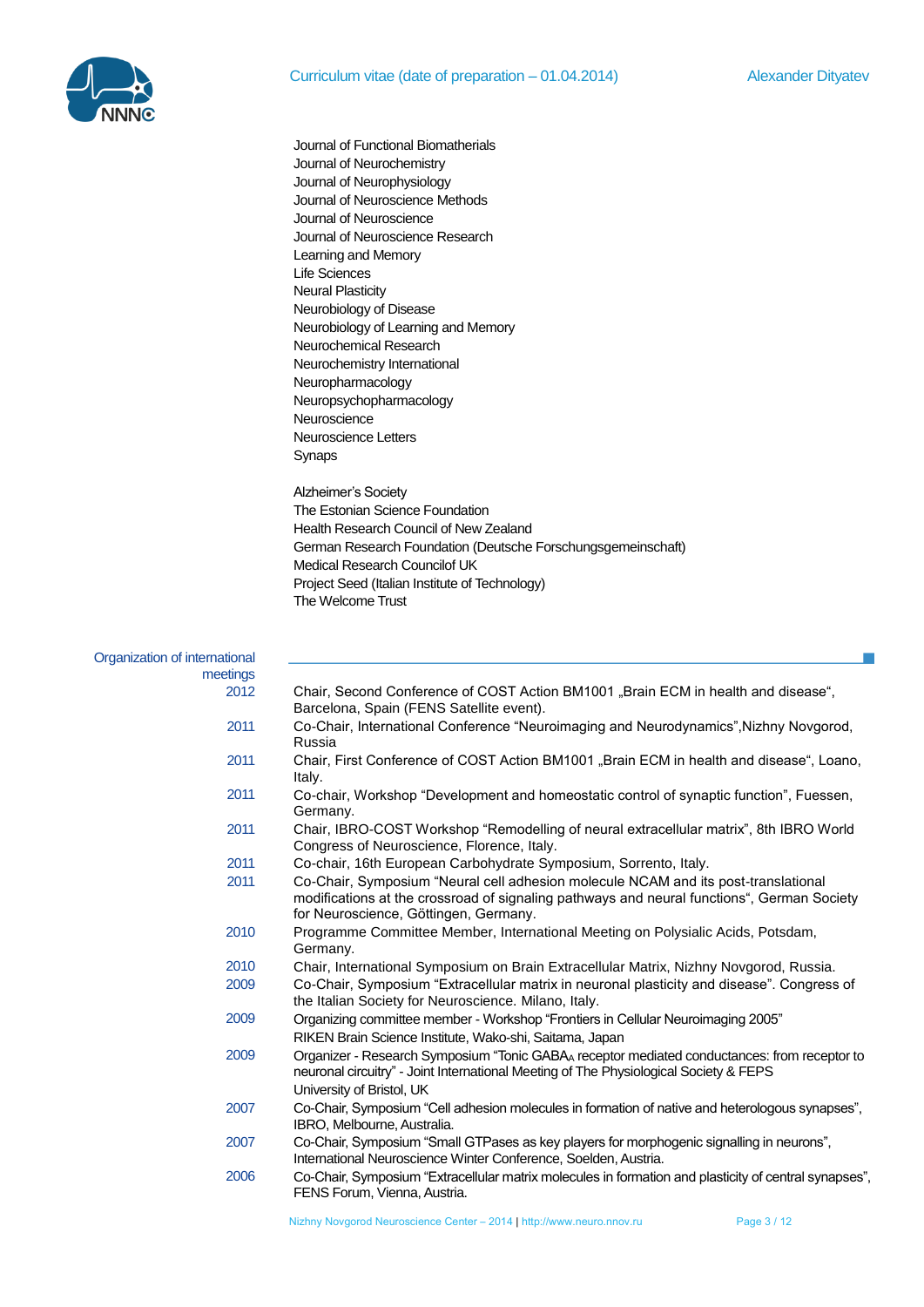Journal of Functional Biomatherials
Journal of Neurochemistry
Journal of Neurophysiology
Journal of Neuroscience Methods
Journal of Neuroscience
Journal of Neuroscience Research
Learning and Memory
Life Sciences
Neural Plasticity
Neurobiology of Disease
Neurobiology of Learning and Memory
Neurochemical Research
Neurochemistry International
Neuropharmacology
Neuropsychopharmacology
Neuroscience
Neuroscience Letters
Synaps

Alzheimer's Society
The Estonian Science Foundation
Health Research Council of New Zealand
German Research Foundation (Deutsche Forschungsgemeinschaft)
Medical Research Councilof UK
Project Seed (Italian Institute of Technology)
The Welcome Trust

## Organization of international meetings

| | |
|---|---|
| 2012 | Chair, Second Conference of COST Action BM1001 „Brain ECM in health and disease“, Barcelona, Spain (FENS Satellite event). |
| 2011 | Co-Chair, International Conference “Neuroimaging and Neurodynamics”,Nizhny Novgorod, Russia |
| 2011 | Chair, First Conference of COST Action BM1001 „Brain ECM in health and disease“, Loano, Italy. |
| 2011 | Co-chair, Workshop “Development and homeostatic control of synaptic function”, Fuessen, Germany. |
| 2011 | Chair, IBRO-COST Workshop “Remodelling of neural extracellular matrix”, 8th IBRO World Congress of Neuroscience, Florence, Italy. |
| 2011 | Co-chair, 16th European Carbohydrate Symposium, Sorrento, Italy. |
| 2011 | Co-Chair, Symposium “Neural cell adhesion molecule NCAM and its post-translational modifications at the crossroad of signaling pathways and neural functions“, German Society for Neuroscience, Göttingen, Germany. |
| 2010 | Programme Committee Member, International Meeting on Polysialic Acids, Potsdam, Germany. |
| 2010 | Chair, International Symposium on Brain Extracellular Matrix, Nizhny Novgorod, Russia. |
| 2009 | Co-Chair, Symposium “Extracellular matrix in neuronal plasticity and disease”. Congress of the Italian Society for Neuroscience. Milano, Italy. |
| 2009 | Organizing committee member - Workshop “Frontiers in Cellular Neuroimaging 2005” RIKEN Brain Science Institute, Wako-shi, Saitama, Japan |
| 2009 | Organizer - Research Symposium “Tonic $GABA_A$ receptor mediated conductances: from receptor to neuronal circuitry” - Joint International Meeting of The Physiological Society & FEPS University of Bristol, UK |
| 2007 | Co-Chair, Symposium “Cell adhesion molecules in formation of native and heterologous synapses”, IBRO, Melbourne, Australia. |
| 2007 | Co-Chair, Symposium “Small GTPases as key players for morphogenic signalling in neurons”, International Neuroscience Winter Conference, Soelden, Austria. |
| 2006 | Co-Chair, Symposium “Extracellular matrix molecules in formation and plasticity of central synapses”, FENS Forum, Vienna, Austria. |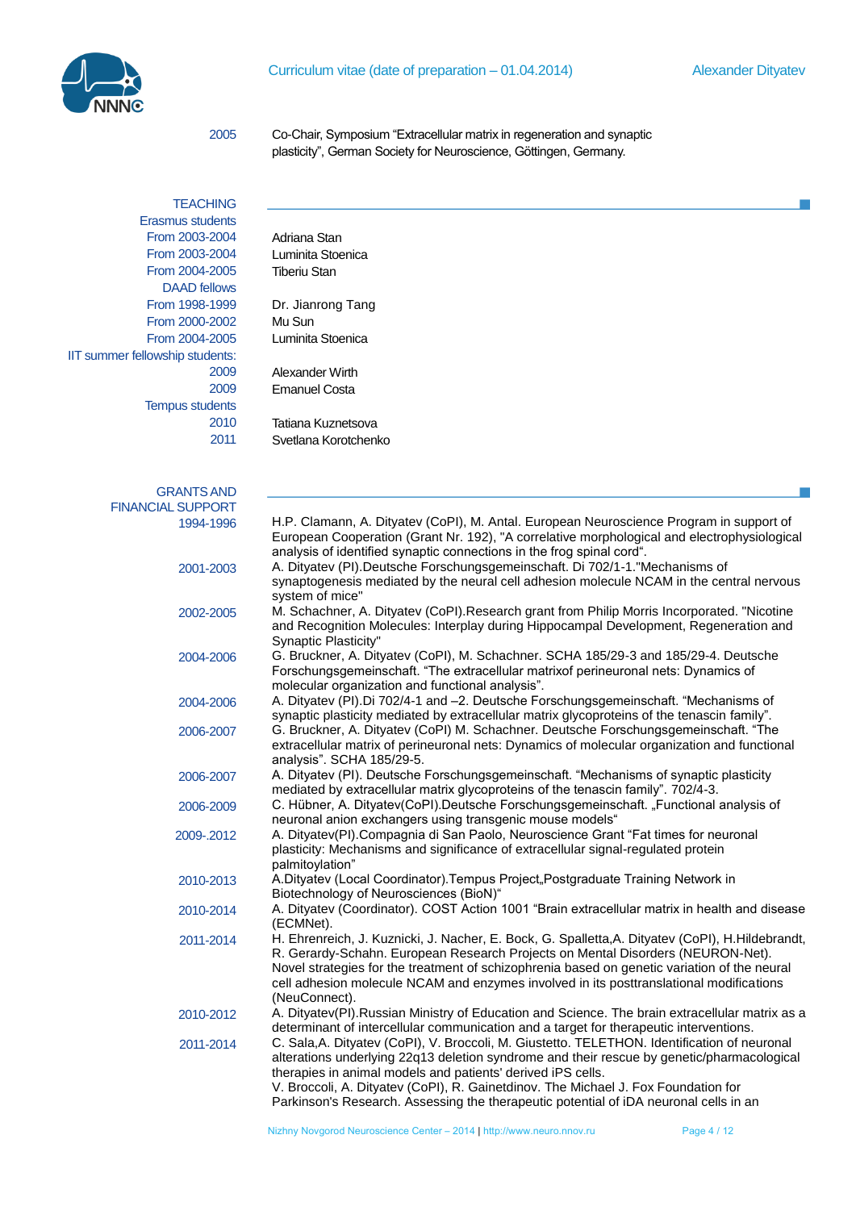2005 Co-Chair, Symposium "Extracellular matrix in regeneration and synaptic plasticity", German Society for Neuroscience, Göttingen, Germany.

## TEACHING

**Erasmus students**

- From 2003-2004 Adriana Stan
- From 2003-2004 Luminita Stoenica
- From 2004-2005 Tiberiu Stan

**DAAD fellows**

- From 1998-1999 Dr. Jianrong Tang
- From 2000-2002 Mu Sun
- From 2004-2005 Luminita Stoenica

**IIT summer fellowship students:**

- 2009 Alexander Wirth
- 2009 Emanuel Costa

**Tempus students**

- 2010 Tatiana Kuznetsova
- 2011 Svetlana Korotchenko

## GRANTS AND FINANCIAL SUPPORT

1994-1996 H.P. Clamann, A. Dityatev (CoPI), M. Antal. European Neuroscience Program in support of European Cooperation (Grant Nr. 192), "A correlative morphological and electrophysiological analysis of identified synaptic connections in the frog spinal cord".

2001-2003 A. Dityatev (PI).Deutsche Forschungsgemeinschaft. Di 702/1-1."Mechanisms of synaptogenesis mediated by the neural cell adhesion molecule NCAM in the central nervous system of mice"

2002-2005 M. Schachner, A. Dityatev (CoPI).Research grant from Philip Morris Incorporated. "Nicotine and Recognition Molecules: Interplay during Hippocampal Development, Regeneration and Synaptic Plasticity"

2004-2006 G. Bruckner, A. Dityatev (CoPI), M. Schachner. SCHA 185/29-3 and 185/29-4. Deutsche Forschungsgemeinschaft. "The extracellular matrixof perineuronal nets: Dynamics of molecular organization and functional analysis".

2004-2006 A. Dityatev (PI).Di 702/4-1 and –2. Deutsche Forschungsgemeinschaft. "Mechanisms of synaptic plasticity mediated by extracellular matrix glycoproteins of the tenascin family".

2006-2007 G. Bruckner, A. Dityatev (CoPI) M. Schachner. Deutsche Forschungsgemeinschaft. "The extracellular matrix of perineuronal nets: Dynamics of molecular organization and functional analysis". SCHA 185/29-5.

2006-2007 A. Dityatev (PI). Deutsche Forschungsgemeinschaft. "Mechanisms of synaptic plasticity mediated by extracellular matrix glycoproteins of the tenascin family". 702/4-3.

2006-2009 C. Hübner, A. Dityatev(CoPI).Deutsche Forschungsgemeinschaft. „Functional analysis of neuronal anion exchangers using transgenic mouse models"

2009-.2012 A. Dityatev(PI).Compagnia di San Paolo, Neuroscience Grant "Fat times for neuronal plasticity: Mechanisms and significance of extracellular signal-regulated protein palmitoylation"

2010-2013 A.Dityatev (Local Coordinator).Tempus Project„Postgraduate Training Network in Biotechnology of Neurosciences (BioN)"

2010-2014 A. Dityatev (Coordinator). COST Action 1001 "Brain extracellular matrix in health and disease (ECMNet).

2011-2014 H. Ehrenreich, J. Kuznicki, J. Nacher, E. Bock, G. Spalletta,A. Dityatev (CoPI), H.Hildebrandt, R. Gerardy-Schahn. European Research Projects on Mental Disorders (NEURON-Net). Novel strategies for the treatment of schizophrenia based on genetic variation of the neural cell adhesion molecule NCAM and enzymes involved in its posttranslational modifications (NeuConnect).

2010-2012 A. Dityatev(PI).Russian Ministry of Education and Science. The brain extracellular matrix as a determinant of intercellular communication and a target for therapeutic interventions.

2011-2014 C. Sala,A. Dityatev (CoPI), V. Broccoli, M. Giustetto. TELETHON. Identification of neuronal alterations underlying 22q13 deletion syndrome and their rescue by genetic/pharmacological therapies in animal models and patients' derived iPS cells.
V. Broccoli, A. Dityatev (CoPI), R. Gainetdinov. The Michael J. Fox Foundation for Parkinson's Research. Assessing the therapeutic potential of iDA neuronal cells in an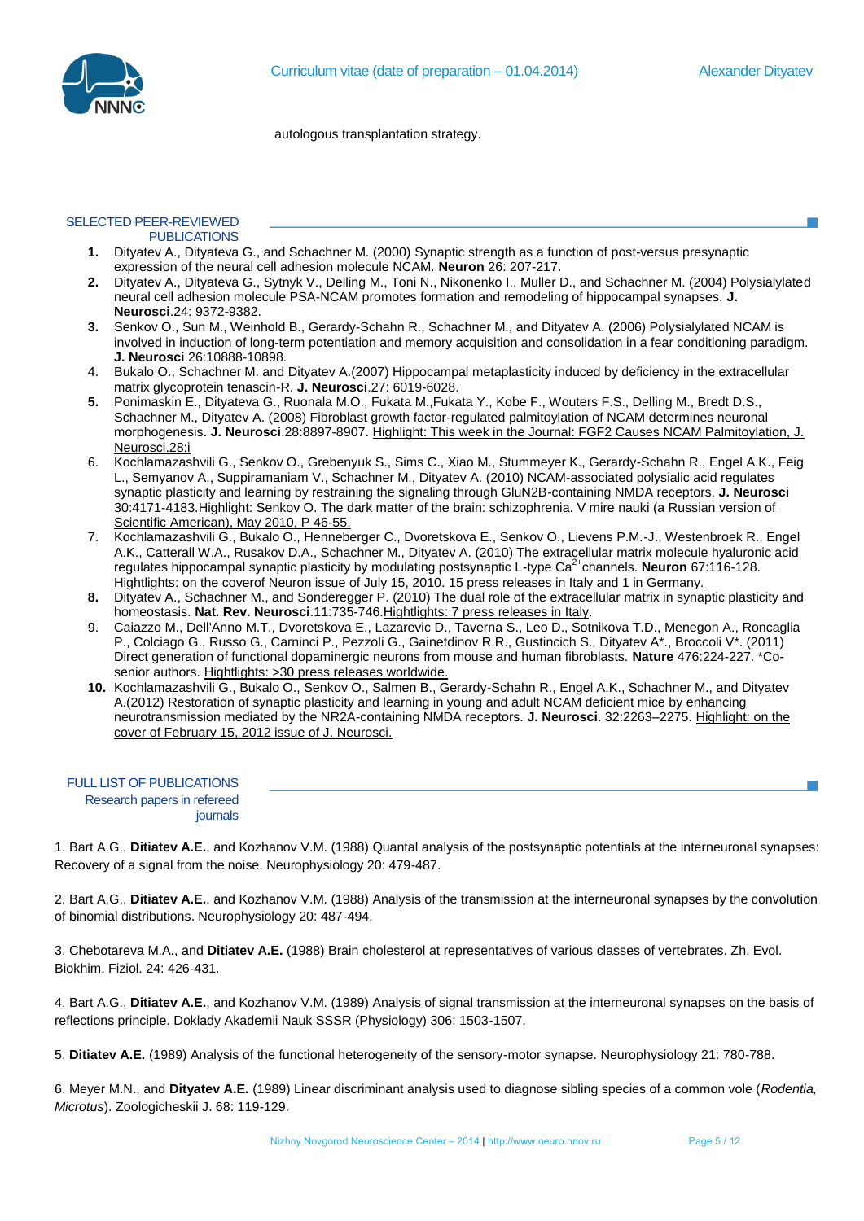autologous transplantation strategy.

## SELECTED PEER-REVIEWED PUBLICATIONS

1. Dityatev A., Dityateva G., and Schachner M. (2000) Synaptic strength as a function of post-versus presynaptic expression of the neural cell adhesion molecule NCAM. **Neuron** 26: 207-217.
2. Dityatev A., Dityateva G., Sytnyk V., Delling M., Toni N., Nikonenko I., Muller D., and Schachner M. (2004) Polysialylated neural cell adhesion molecule PSA-NCAM promotes formation and remodeling of hippocampal synapses. **J. Neurosci**.24: 9372-9382.
3. Senkov O., Sun M., Weinhold B., Gerardy-Schahn R., Schachner M., and Dityatev A. (2006) Polysialylated NCAM is involved in induction of long-term potentiation and memory acquisition and consolidation in a fear conditioning paradigm. **J. Neurosci**.26:10888-10898.
4. Bukalo O., Schachner M. and Dityatev A.(2007) Hippocampal metaplasticity induced by deficiency in the extracellular matrix glycoprotein tenascin-R. **J. Neurosci**.27: 6019-6028.
5. Ponimaskin E., Dityateva G., Ruonala M.O., Fukata M.,Fukata Y., Kobe F., Wouters F.S., Delling M., Bredt D.S., Schachner M., Dityatev A. (2008) Fibroblast growth factor-regulated palmitoylation of NCAM determines neuronal morphogenesis. **J. Neurosci**.28:8897-8907. Highlight: This week in the Journal: FGF2 Causes NCAM Palmitoylation, J. Neurosci.28:i
6. Kochlamazashvili G., Senkov O., Grebenyuk S., Sims C., Xiao M., Stummeyer K., Gerardy-Schahn R., Engel A.K., Feig L., Semyanov A., Suppiramaniam V., Schachner M., Dityatev A. (2010) NCAM-associated polysialic acid regulates synaptic plasticity and learning by restraining the signaling through GluN2B-containing NMDA receptors. **J. Neurosci** 30:4171-4183.Highlight: Senkov O. The dark matter of the brain: schizophrenia. V mire nauki (a Russian version of Scientific American), May 2010, P 46-55.
7. Kochlamazashvili G., Bukalo O., Henneberger C., Dvoretskova E., Senkov O., Lievens P.M.-J., Westenbroek R., Engel A.K., Catterall W.A., Rusakov D.A., Schachner M., Dityatev A. (2010) The extracellular matrix molecule hyaluronic acid regulates hippocampal synaptic plasticity by modulating postsynaptic L-type $Ca^{2+}$channels. **Neuron** 67:116-128. Hightlights: on the coverof Neuron issue of July 15, 2010. 15 press releases in Italy and 1 in Germany.
8. Dityatev A., Schachner M., and Sonderegger P. (2010) The dual role of the extracellular matrix in synaptic plasticity and homeostasis. **Nat. Rev. Neurosci**.11:735-746.Hightlights: 7 press releases in Italy.
9. Caiazzo M., Dell'Anno M.T., Dvoretskova E., Lazarevic D., Taverna S., Leo D., Sotnikova T.D., Menegon A., Roncaglia P., Colciago G., Russo G., Carninci P., Pezzoli G., Gainetdinov R.R., Gustincich S., Dityatev A*., Broccoli V*. (2011) Direct generation of functional dopaminergic neurons from mouse and human fibroblasts. **Nature** 476:224-227. *Co-senior authors. Hightlights: >30 press releases worldwide.
10. Kochlamazashvili G., Bukalo O., Senkov O., Salmen B., Gerardy-Schahn R., Engel A.K., Schachner M., and Dityatev A.(2012) Restoration of synaptic plasticity and learning in young and adult NCAM deficient mice by enhancing neurotransmission mediated by the NR2A-containing NMDA receptors. **J. Neurosci**. 32:2263–2275. Highlight: on the cover of February 15, 2012 issue of J. Neurosci.

## FULL LIST OF PUBLICATIONS

### Research papers in refereed journals

1. Bart A.G., **Ditiatev A.E.**, and Kozhanov V.M. (1988) Quantal analysis of the postsynaptic potentials at the interneuronal synapses: Recovery of a signal from the noise. Neurophysiology 20: 479-487.

2. Bart A.G., **Ditiatev A.E.**, and Kozhanov V.M. (1988) Analysis of the transmission at the interneuronal synapses by the convolution of binomial distributions. Neurophysiology 20: 487-494.

3. Chebotareva M.A., and **Ditiatev A.E.** (1988) Brain cholesterol at representatives of various classes of vertebrates. Zh. Evol. Biokhim. Fiziol. 24: 426-431.

4. Bart A.G., **Ditiatev A.E.**, and Kozhanov V.M. (1989) Analysis of signal transmission at the interneuronal synapses on the basis of reflections principle. Doklady Akademii Nauk SSSR (Physiology) 306: 1503-1507.

5. **Ditiatev A.E.** (1989) Analysis of the functional heterogeneity of the sensory-motor synapse. Neurophysiology 21: 780-788.

6. Meyer M.N., and **Dityatev A.E.** (1989) Linear discriminant analysis used to diagnose sibling species of a common vole (*Rodentia, Microtus*). Zoologicheskii J. 68: 119-129.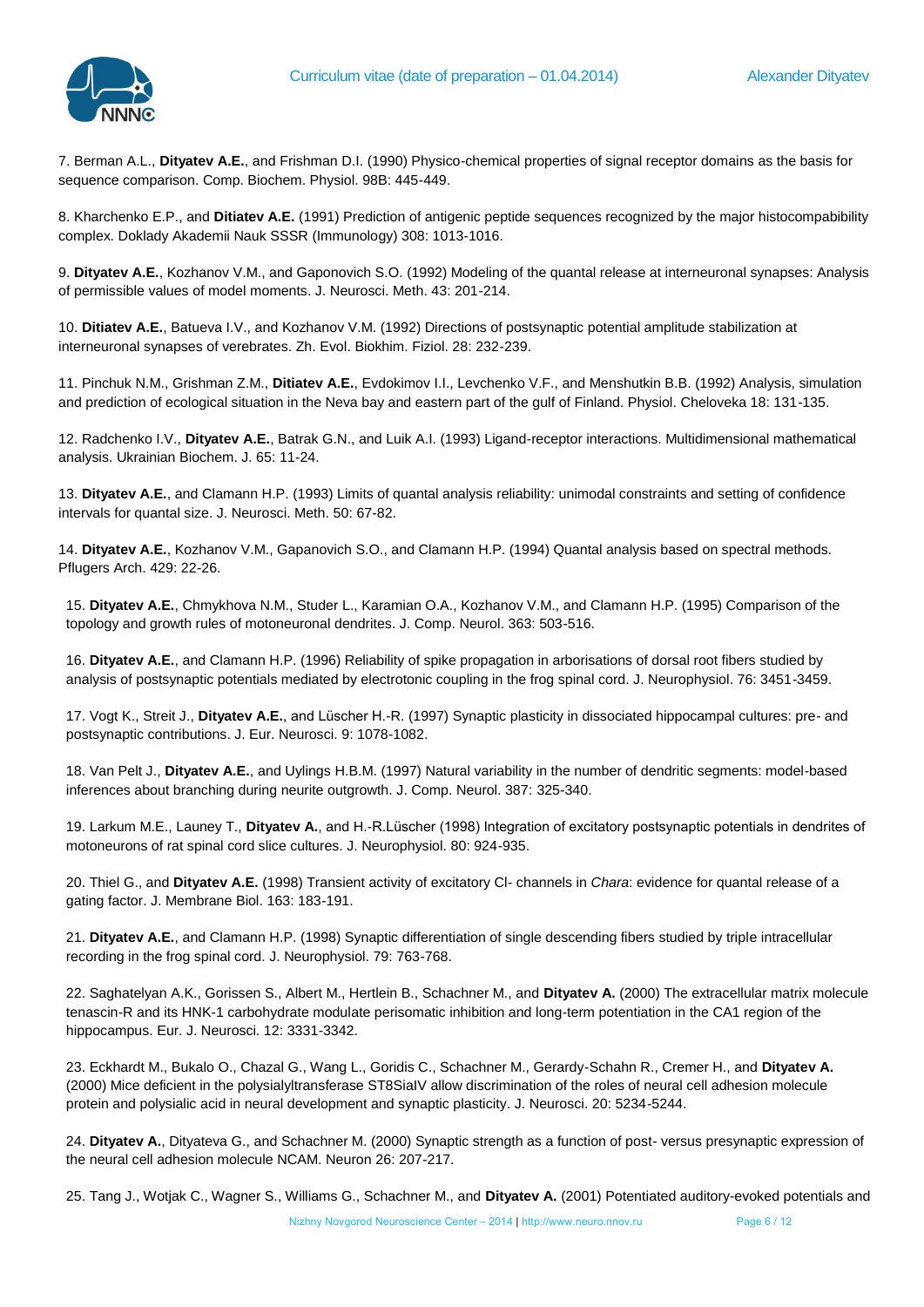7. Berman A.L., **Dityatev A.E.**, and Frishman D.I. (1990) Physico-chemical properties of signal receptor domains as the basis for sequence comparison. Comp. Biochem. Physiol. 98B: 445-449.

8. Kharchenko E.P., and **Ditiatev A.E.** (1991) Prediction of antigenic peptide sequences recognized by the major histocompability complex. Doklady Akademii Nauk SSSR (Immunology) 308: 1013-1016.

9. **Dityatev A.E.**, Kozhanov V.M., and Gaponovich S.O. (1992) Modeling of the quantal release at interneuronal synapses: Analysis of permissible values of model moments. J. Neurosci. Meth. 43: 201-214.

10. **Ditiatev A.E.**, Batueva I.V., and Kozhanov V.M. (1992) Directions of postsynaptic potential amplitude stabilization at interneuronal synapses of verebrates. Zh. Evol. Biokhim. Fiziol. 28: 232-239.

11. Pinchuk N.M., Grishman Z.M., **Ditiatev A.E.**, Evdokimov I.I., Levchenko V.F., and Menshutkin B.B. (1992) Analysis, simulation and prediction of ecological situation in the Neva bay and eastern part of the gulf of Finland. Physiol. Cheloveka 18: 131-135.

12. Radchenko I.V., **Dityatev A.E.**, Batrak G.N., and Luik A.I. (1993) Ligand-receptor interactions. Multidimensional mathematical analysis. Ukrainian Biochem. J. 65: 11-24.

13. **Dityatev A.E.**, and Clamann H.P. (1993) Limits of quantal analysis reliability: unimodal constraints and setting of confidence intervals for quantal size. J. Neurosci. Meth. 50: 67-82.

14. **Dityatev A.E.**, Kozhanov V.M., Gapanovich S.O., and Clamann H.P. (1994) Quantal analysis based on spectral methods. Pflugers Arch. 429: 22-26.

15. **Dityatev A.E.**, Chmykhova N.M., Studer L., Karamian O.A., Kozhanov V.M., and Clamann H.P. (1995) Comparison of the topology and growth rules of motoneuronal dendrites. J. Comp. Neurol. 363: 503-516.

16. **Dityatev A.E.**, and Clamann H.P. (1996) Reliability of spike propagation in arborisations of dorsal root fibers studied by analysis of postsynaptic potentials mediated by electrotonic coupling in the frog spinal cord. J. Neurophysiol. 76: 3451-3459.

17. Vogt K., Streit J., **Dityatev A.E.**, and Lüscher H.-R. (1997) Synaptic plasticity in dissociated hippocampal cultures: pre- and postsynaptic contributions. J. Eur. Neurosci. 9: 1078-1082.

18. Van Pelt J., **Dityatev A.E.**, and Uylings H.B.M. (1997) Natural variability in the number of dendritic segments: model-based inferences about branching during neurite outgrowth. J. Comp. Neurol. 387: 325-340.

19. Larkum M.E., Launey T., **Dityatev A.**, and H.-R.Lüscher (1998) Integration of excitatory postsynaptic potentials in dendrites of motoneurons of rat spinal cord slice cultures. J. Neurophysiol. 80: 924-935.

20. Thiel G., and **Dityatev A.E.** (1998) Transient activity of excitatory Cl- channels in *Chara*: evidence for quantal release of a gating factor. J. Membrane Biol. 163: 183-191.

21. **Dityatev A.E.**, and Clamann H.P. (1998) Synaptic differentiation of single descending fibers studied by triple intracellular recording in the frog spinal cord. J. Neurophysiol. 79: 763-768.

22. Saghatelyan A.K., Gorissen S., Albert M., Hertlein B., Schachner M., and **Dityatev A.** (2000) The extracellular matrix molecule tenascin-R and its HNK-1 carbohydrate modulate perisomatic inhibition and long-term potentiation in the CA1 region of the hippocampus. Eur. J. Neurosci. 12: 3331-3342.

23. Eckhardt M., Bukalo O., Chazal G., Wang L., Goridis C., Schachner M., Gerardy-Schahn R., Cremer H., and **Dityatev A.** (2000) Mice deficient in the polysialyltransferase ST8SiaIV allow discrimination of the roles of neural cell adhesion molecule protein and polysialic acid in neural development and synaptic plasticity. J. Neurosci. 20: 5234-5244.

24. **Dityatev A.**, Dityateva G., and Schachner M. (2000) Synaptic strength as a function of post- versus presynaptic expression of the neural cell adhesion molecule NCAM. Neuron 26: 207-217.

25. Tang J., Wotjak C., Wagner S., Williams G., Schachner M., and **Dityatev A.** (2001) Potentiated auditory-evoked potentials and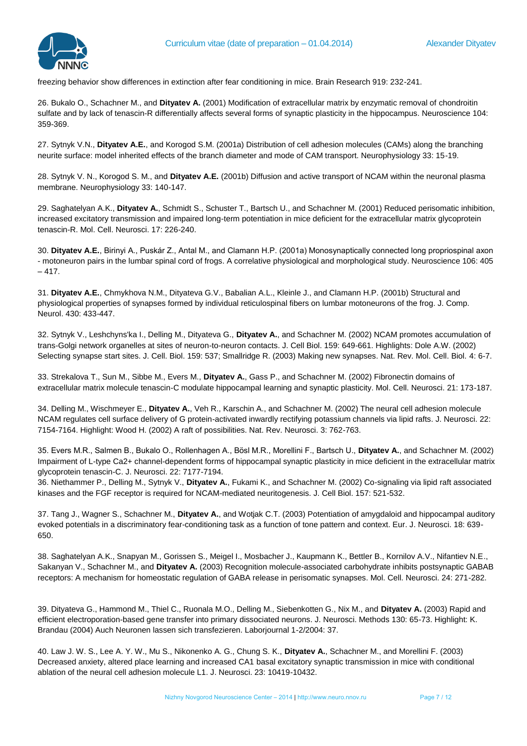freezing behavior show differences in extinction after fear conditioning in mice. Brain Research 919: 232-241.

26. Bukalo O., Schachner M., and **Dityatev A.** (2001) Modification of extracellular matrix by enzymatic removal of chondroitin sulfate and by lack of tenascin-R differentially affects several forms of synaptic plasticity in the hippocampus. Neuroscience 104: 359-369.

27. Sytnyk V.N., **Dityatev A.E.**, and Korogod S.M. (2001a) Distribution of cell adhesion molecules (CAMs) along the branching neurite surface: model inherited effects of the branch diameter and mode of CAM transport. Neurophysiology 33: 15-19.

28. Sytnyk V. N., Korogod S. M., and **Dityatev A.E.** (2001b) Diffusion and active transport of NCAM within the neuronal plasma membrane. Neurophysiology 33: 140-147.

29. Saghatelyan A.K., **Dityatev A.**, Schmidt S., Schuster T., Bartsch U., and Schachner M. (2001) Reduced perisomatic inhibition, increased excitatory transmission and impaired long-term potentiation in mice deficient for the extracellular matrix glycoprotein tenascin-R. Mol. Cell. Neurosci. 17: 226-240.

30. **Dityatev A.E.**, Birinyi A., Puskár Z., Antal M., and Clamann H.P. (2001a) Monosynaptically connected long propriospinal axon - motoneuron pairs in the lumbar spinal cord of frogs. A correlative physiological and morphological study. Neuroscience 106: 405 – 417.

31. **Dityatev A.E.**, Chmykhova N.M., Dityateva G.V., Babalian A.L., Kleinle J., and Clamann H.P. (2001b) Structural and physiological properties of synapses formed by individual reticulospinal fibers on lumbar motoneurons of the frog. J. Comp. Neurol. 430: 433-447.

32. Sytnyk V., Leshchyns'ka I., Delling M., Dityateva G., **Dityatev A.**, and Schachner M. (2002) NCAM promotes accumulation of trans-Golgi network organelles at sites of neuron-to-neuron contacts. J. Cell Biol. 159: 649-661. Highlights: Dole A.W. (2002) Selecting synapse start sites. J. Cell. Biol. 159: 537; Smallridge R. (2003) Making new synapses. Nat. Rev. Mol. Cell. Biol. 4: 6-7.

33. Strekalova T., Sun M., Sibbe M., Evers M., **Dityatev A.**, Gass P., and Schachner M. (2002) Fibronectin domains of extracellular matrix molecule tenascin-C modulate hippocampal learning and synaptic plasticity. Mol. Cell. Neurosci. 21: 173-187.

34. Delling M., Wischmeyer E., **Dityatev A.**, Veh R., Karschin A., and Schachner M. (2002) The neural cell adhesion molecule NCAM regulates cell surface delivery of G protein-activated inwardly rectifying potassium channels via lipid rafts. J. Neurosci. 22: 7154-7164. Highlight: Wood H. (2002) A raft of possibilities. Nat. Rev. Neurosci. 3: 762-763.

35. Evers M.R., Salmen B., Bukalo O., Rollenhagen A., Bösl M.R., Morellini F., Bartsch U., **Dityatev A.**, and Schachner M. (2002) Impairment of L-type Ca2+ channel-dependent forms of hippocampal synaptic plasticity in mice deficient in the extracellular matrix glycoprotein tenascin-C. J. Neurosci. 22: 7177-7194.

36. Niethammer P., Delling M., Sytnyk V., **Dityatev A.**, Fukami K., and Schachner M. (2002) Co-signaling via lipid raft associated kinases and the FGF receptor is required for NCAM-mediated neuritogenesis. J. Cell Biol. 157: 521-532.

37. Tang J., Wagner S., Schachner M., **Dityatev A.**, and Wotjak C.T. (2003) Potentiation of amygdaloid and hippocampal auditory evoked potentials in a discriminatory fear-conditioning task as a function of tone pattern and context. Eur. J. Neurosci. 18: 639-650.

38. Saghatelyan A.K., Snapyan M., Gorissen S., Meigel I., Mosbacher J., Kaupmann K., Bettler B., Kornilov A.V., Nifantiev N.E., Sakanyan V., Schachner M., and **Dityatev A.** (2003) Recognition molecule-associated carbohydrate inhibits postsynaptic GABAB receptors: A mechanism for homeostatic regulation of GABA release in perisomatic synapses. Mol. Cell. Neurosci. 24: 271-282.

39. Dityateva G., Hammond M., Thiel C., Ruonala M.O., Delling M., Siebenkotten G., Nix M., and **Dityatev A.** (2003) Rapid and efficient electroporation-based gene transfer into primary dissociated neurons. J. Neurosci. Methods 130: 65-73. Highlight: K. Brandau (2004) Auch Neuronen lassen sich transfezieren. Laborjournal 1-2/2004: 37.

40. Law J. W. S., Lee A. Y. W., Mu S., Nikonenko A. G., Chung S. K., **Dityatev A.**, Schachner M., and Morellini F. (2003) Decreased anxiety, altered place learning and increased CA1 basal excitatory synaptic transmission in mice with conditional ablation of the neural cell adhesion molecule L1. J. Neurosci. 23: 10419-10432.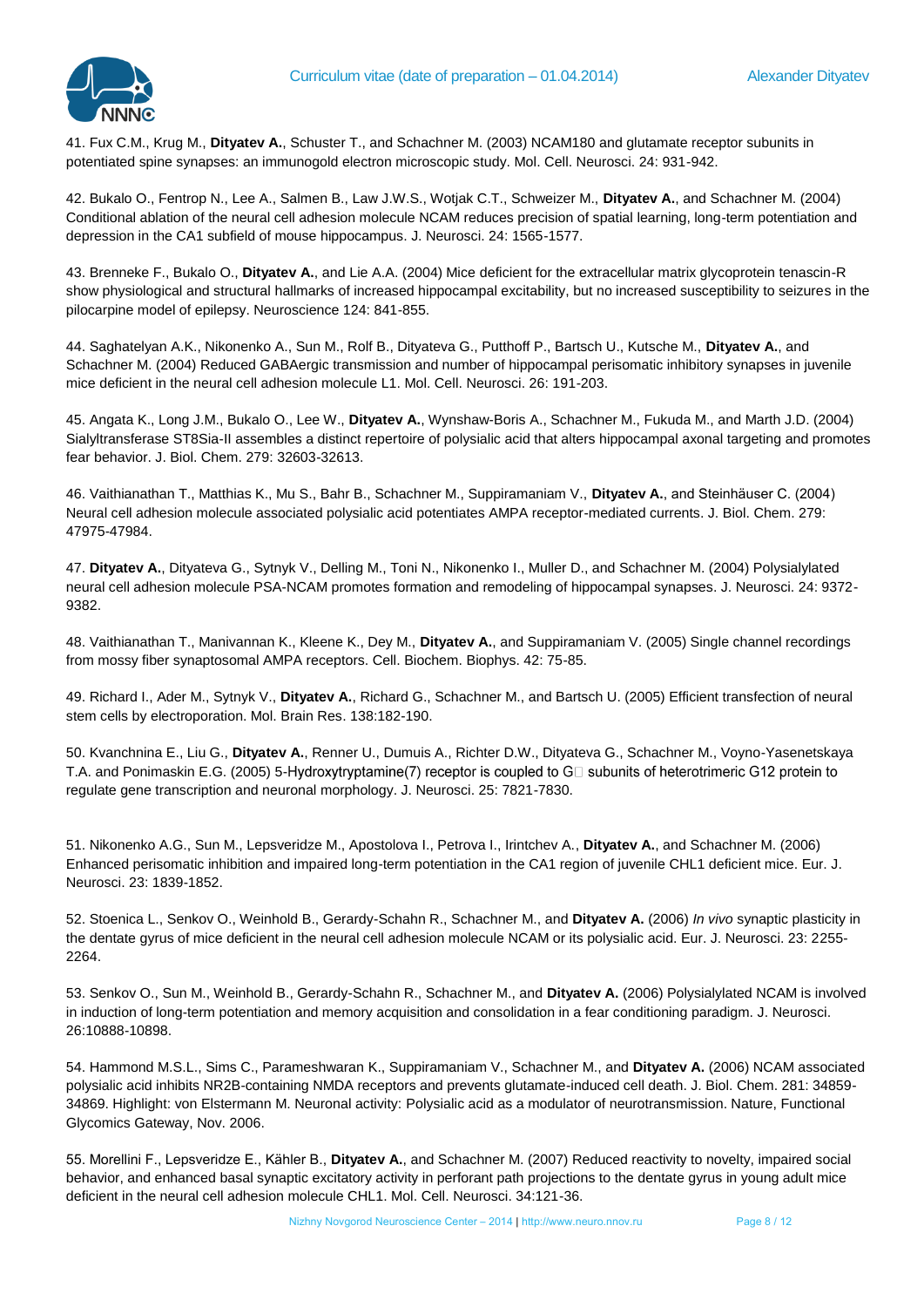41. Fux C.M., Krug M., **Dityatev A.**, Schuster T., and Schachner M. (2003) NCAM180 and glutamate receptor subunits in potentiated spine synapses: an immunogold electron microscopic study. Mol. Cell. Neurosci. 24: 931-942.

42. Bukalo O., Fentrop N., Lee A., Salmen B., Law J.W.S., Wotjak C.T., Schweizer M., **Dityatev A.**, and Schachner M. (2004) Conditional ablation of the neural cell adhesion molecule NCAM reduces precision of spatial learning, long-term potentiation and depression in the CA1 subfield of mouse hippocampus. J. Neurosci. 24: 1565-1577.

43. Brenneke F., Bukalo O., **Dityatev A.**, and Lie A.A. (2004) Mice deficient for the extracellular matrix glycoprotein tenascin-R show physiological and structural hallmarks of increased hippocampal excitability, but no increased susceptibility to seizures in the pilocarpine model of epilepsy. Neuroscience 124: 841-855.

44. Saghatelyan A.K., Nikonenko A., Sun M., Rolf B., Dityateva G., Putthoff P., Bartsch U., Kutsche M., **Dityatev A.**, and Schachner M. (2004) Reduced GABAergic transmission and number of hippocampal perisomatic inhibitory synapses in juvenile mice deficient in the neural cell adhesion molecule L1. Mol. Cell. Neurosci. 26: 191-203.

45. Angata K., Long J.M., Bukalo O., Lee W., **Dityatev A.**, Wynshaw-Boris A., Schachner M., Fukuda M., and Marth J.D. (2004) Sialyltransferase ST8Sia-II assembles a distinct repertoire of polysialic acid that alters hippocampal axonal targeting and promotes fear behavior. J. Biol. Chem. 279: 32603-32613.

46. Vaithianathan T., Matthias K., Mu S., Bahr B., Schachner M., Suppiramaniam V., **Dityatev A.**, and Steinhäuser C. (2004) Neural cell adhesion molecule associated polysialic acid potentiates AMPA receptor-mediated currents. J. Biol. Chem. 279: 47975-47984.

47. **Dityatev A.**, Dityateva G., Sytnyk V., Delling M., Toni N., Nikonenko I., Muller D., and Schachner M. (2004) Polysialylated neural cell adhesion molecule PSA-NCAM promotes formation and remodeling of hippocampal synapses. J. Neurosci. 24: 9372-9382.

48. Vaithianathan T., Manivannan K., Kleene K., Dey M., **Dityatev A.**, and Suppiramaniam V. (2005) Single channel recordings from mossy fiber synaptosomal AMPA receptors. Cell. Biochem. Biophys. 42: 75-85.

49. Richard I., Ader M., Sytnyk V., **Dityatev A.**, Richard G., Schachner M., and Bartsch U. (2005) Efficient transfection of neural stem cells by electroporation. Mol. Brain Res. 138:182-190.

50. Kvanchnina E., Liu G., **Dityatev A.**, Renner U., Dumuis A., Richter D.W., Dityateva G., Schachner M., Voyno-Yasenetskaya T.A. and Ponimaskin E.G. (2005) 5-Hydroxytryptamine(7) receptor is coupled to G□ subunits of heterotrimeric G12 protein to regulate gene transcription and neuronal morphology. J. Neurosci. 25: 7821-7830.

51. Nikonenko A.G., Sun M., Lepsveridze M., Apostolova I., Petrova I., Irintchev A., **Dityatev A.**, and Schachner M. (2006) Enhanced perisomatic inhibition and impaired long-term potentiation in the CA1 region of juvenile CHL1 deficient mice. Eur. J. Neurosci. 23: 1839-1852.

52. Stoenica L., Senkov O., Weinhold B., Gerardy-Schahn R., Schachner M., and **Dityatev A.** (2006) *In vivo* synaptic plasticity in the dentate gyrus of mice deficient in the neural cell adhesion molecule NCAM or its polysialic acid. Eur. J. Neurosci. 23: 2255-2264.

53. Senkov O., Sun M., Weinhold B., Gerardy-Schahn R., Schachner M., and **Dityatev A.** (2006) Polysialylated NCAM is involved in induction of long-term potentiation and memory acquisition and consolidation in a fear conditioning paradigm. J. Neurosci. 26:10888-10898.

54. Hammond M.S.L., Sims C., Parameshwaran K., Suppiramaniam V., Schachner M., and **Dityatev A.** (2006) NCAM associated polysialic acid inhibits NR2B-containing NMDA receptors and prevents glutamate-induced cell death. J. Biol. Chem. 281: 34859-34869. Highlight: von Elstermann M. Neuronal activity: Polysialic acid as a modulator of neurotransmission. Nature, Functional Glycomics Gateway, Nov. 2006.

55. Morellini F., Lepsveridze E., Kähler B., **Dityatev A.**, and Schachner M. (2007) Reduced reactivity to novelty, impaired social behavior, and enhanced basal synaptic excitatory activity in perforant path projections to the dentate gyrus in young adult mice deficient in the neural cell adhesion molecule CHL1. Mol. Cell. Neurosci. 34:121-36.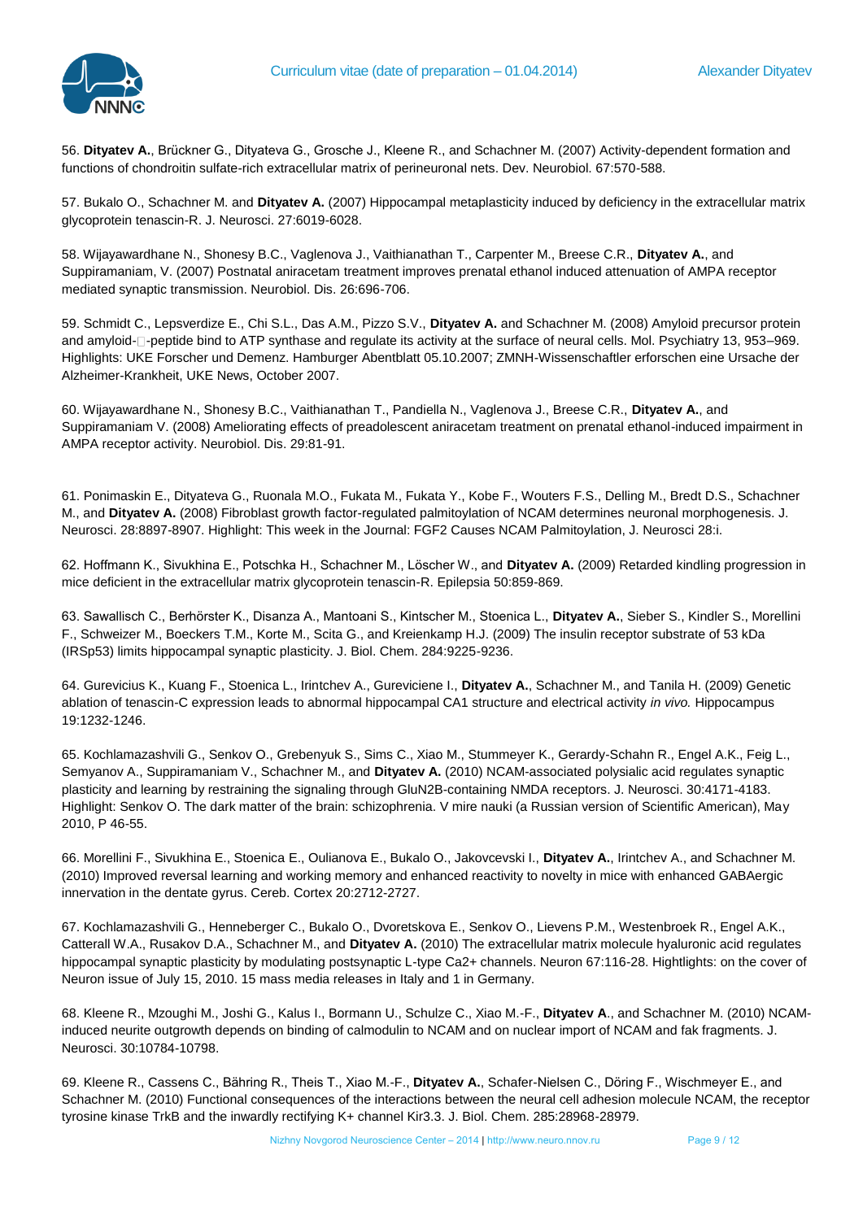56. **Dityatev A.**, Brückner G., Dityateva G., Grosche J., Kleene R., and Schachner M. (2007) Activity-dependent formation and functions of chondroitin sulfate-rich extracellular matrix of perineuronal nets. Dev. Neurobiol. 67:570-588.

57. Bukalo O., Schachner M. and **Dityatev A.** (2007) Hippocampal metaplasticity induced by deficiency in the extracellular matrix glycoprotein tenascin-R. J. Neurosci. 27:6019-6028.

58. Wijayawardhane N., Shonesy B.C., Vaglenova J., Vaithianathan T., Carpenter M., Breese C.R., **Dityatev A.**, and Suppiramaniam, V. (2007) Postnatal aniracetam treatment improves prenatal ethanol induced attenuation of AMPA receptor mediated synaptic transmission. Neurobiol. Dis. 26:696-706.

59. Schmidt C., Lepsverdize E., Chi S.L., Das A.M., Pizzo S.V., **Dityatev A.** and Schachner M. (2008) Amyloid precursor protein and amyloid-□-peptide bind to ATP synthase and regulate its activity at the surface of neural cells. Mol. Psychiatry 13, 953–969. Highlights: UKE Forscher und Demenz. Hamburger Abentblatt 05.10.2007; ZMNH-Wissenschaftler erforschen eine Ursache der Alzheimer-Krankheit, UKE News, October 2007.

60. Wijayawardhane N., Shonesy B.C., Vaithianathan T., Pandiella N., Vaglenova J., Breese C.R., **Dityatev A.**, and Suppiramaniam V. (2008) Ameliorating effects of preadolescent aniracetam treatment on prenatal ethanol-induced impairment in AMPA receptor activity. Neurobiol. Dis. 29:81-91.

61. Ponimaskin E., Dityateva G., Ruonala M.O., Fukata M., Fukata Y., Kobe F., Wouters F.S., Delling M., Bredt D.S., Schachner M., and **Dityatev A.** (2008) Fibroblast growth factor-regulated palmitoylation of NCAM determines neuronal morphogenesis. J. Neurosci. 28:8897-8907. Highlight: This week in the Journal: FGF2 Causes NCAM Palmitoylation, J. Neurosci 28:i.

62. Hoffmann K., Sivukhina E., Potschka H., Schachner M., Löscher W., and **Dityatev A.** (2009) Retarded kindling progression in mice deficient in the extracellular matrix glycoprotein tenascin-R. Epilepsia 50:859-869.

63. Sawallisch C., Berhörster K., Disanza A., Mantoani S., Kintscher M., Stoenica L., **Dityatev A.**, Sieber S., Kindler S., Morellini F., Schweizer M., Boeckers T.M., Korte M., Scita G., and Kreienkamp H.J. (2009) The insulin receptor substrate of 53 kDa (IRSp53) limits hippocampal synaptic plasticity. J. Biol. Chem. 284:9225-9236.

64. Gurevicius K., Kuang F., Stoenica L., Irintchev A., Gureviciene I., **Dityatev A.**, Schachner M., and Tanila H. (2009) Genetic ablation of tenascin-C expression leads to abnormal hippocampal CA1 structure and electrical activity *in vivo.* Hippocampus 19:1232-1246.

65. Kochlamazashvili G., Senkov O., Grebenyuk S., Sims C., Xiao M., Stummeyer K., Gerardy-Schahn R., Engel A.K., Feig L., Semyanov A., Suppiramaniam V., Schachner M., and **Dityatev A.** (2010) NCAM-associated polysialic acid regulates synaptic plasticity and learning by restraining the signaling through GluN2B-containing NMDA receptors. J. Neurosci. 30:4171-4183. Highlight: Senkov O. The dark matter of the brain: schizophrenia. V mire nauki (a Russian version of Scientific American), May 2010, P 46-55.

66. Morellini F., Sivukhina E., Stoenica E., Oulianova E., Bukalo O., Jakovcevski I., **Dityatev A.**, Irintchev A., and Schachner M. (2010) Improved reversal learning and working memory and enhanced reactivity to novelty in mice with enhanced GABAergic innervation in the dentate gyrus. Cereb. Cortex 20:2712-2727.

67. Kochlamazashvili G., Henneberger C., Bukalo O., Dvoretskova E., Senkov O., Lievens P.M., Westenbroek R., Engel A.K., Catterall W.A., Rusakov D.A., Schachner M., and **Dityatev A.** (2010) The extracellular matrix molecule hyaluronic acid regulates hippocampal synaptic plasticity by modulating postsynaptic L-type Ca2+ channels. Neuron 67:116-28. Hightlights: on the cover of Neuron issue of July 15, 2010. 15 mass media releases in Italy and 1 in Germany.

68. Kleene R., Mzoughi M., Joshi G., Kalus I., Bormann U., Schulze C., Xiao M.-F., **Dityatev A**., and Schachner M. (2010) NCAM-induced neurite outgrowth depends on binding of calmodulin to NCAM and on nuclear import of NCAM and fak fragments. J. Neurosci. 30:10784-10798.

69. Kleene R., Cassens C., Bähring R., Theis T., Xiao M.-F., **Dityatev A.**, Schafer-Nielsen C., Döring F., Wischmeyer E., and Schachner M. (2010) Functional consequences of the interactions between the neural cell adhesion molecule NCAM, the receptor tyrosine kinase TrkB and the inwardly rectifying K+ channel Kir3.3. J. Biol. Chem. 285:28968-28979.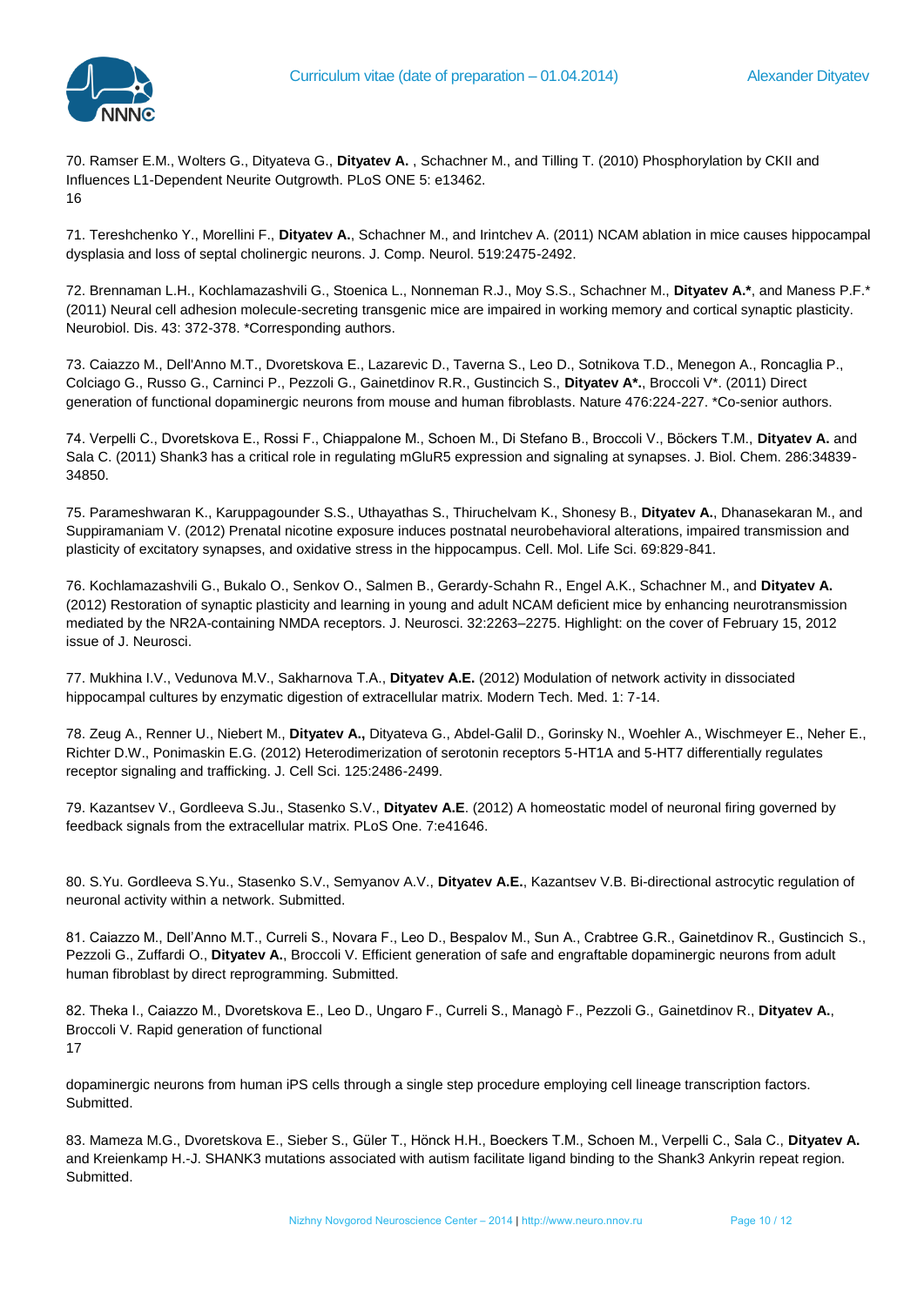70. Ramser E.M., Wolters G., Dityateva G., **Dityatev A.** , Schachner M., and Tilling T. (2010) Phosphorylation by CKII and Influences L1-Dependent Neurite Outgrowth. PLoS ONE 5: e13462.

71. Tereshchenko Y., Morellini F., **Dityatev A.**, Schachner M., and Irintchev A. (2011) NCAM ablation in mice causes hippocampal dysplasia and loss of septal cholinergic neurons. J. Comp. Neurol. 519:2475-2492.

72. Brennaman L.H., Kochlamazashvili G., Stoenica L., Nonneman R.J., Moy S.S., Schachner M., **Dityatev A.***, and Maness P.F.* (2011) Neural cell adhesion molecule-secreting transgenic mice are impaired in working memory and cortical synaptic plasticity. Neurobiol. Dis. 43: 372-378. *Corresponding authors.

73. Caiazzo M., Dell'Anno M.T., Dvoretskova E., Lazarevic D., Taverna S., Leo D., Sotnikova T.D., Menegon A., Roncaglia P., Colciago G., Russo G., Carninci P., Pezzoli G., Gainetdinov R.R., Gustincich S., **Dityatev A*.**, Broccoli V*. (2011) Direct generation of functional dopaminergic neurons from mouse and human fibroblasts. Nature 476:224-227. *Co-senior authors.

74. Verpelli C., Dvoretskova E., Rossi F., Chiappalone M., Schoen M., Di Stefano B., Broccoli V., Böckers T.M., **Dityatev A.** and Sala C. (2011) Shank3 has a critical role in regulating mGluR5 expression and signaling at synapses. J. Biol. Chem. 286:34839-34850.

75. Parameshwaran K., Karuppagounder S.S., Uthayathas S., Thiruchelvam K., Shonesy B., **Dityatev A.**, Dhanasekaran M., and Suppiramaniam V. (2012) Prenatal nicotine exposure induces postnatal neurobehavioral alterations, impaired transmission and plasticity of excitatory synapses, and oxidative stress in the hippocampus. Cell. Mol. Life Sci. 69:829-841.

76. Kochlamazashvili G., Bukalo O., Senkov O., Salmen B., Gerardy-Schahn R., Engel A.K., Schachner M., and **Dityatev A.** (2012) Restoration of synaptic plasticity and learning in young and adult NCAM deficient mice by enhancing neurotransmission mediated by the NR2A-containing NMDA receptors. J. Neurosci. 32:2263–2275. Highlight: on the cover of February 15, 2012 issue of J. Neurosci.

77. Mukhina I.V., Vedunova M.V., Sakharnova T.A., **Dityatev A.E.** (2012) Modulation of network activity in dissociated hippocampal cultures by enzymatic digestion of extracellular matrix. Modern Tech. Med. 1: 7-14.

78. Zeug A., Renner U., Niebert M., **Dityatev A.,** Dityateva G., Abdel-Galil D., Gorinsky N., Woehler A., Wischmeyer E., Neher E., Richter D.W., Ponimaskin E.G. (2012) Heterodimerization of serotonin receptors 5-HT1A and 5-HT7 differentially regulates receptor signaling and trafficking. J. Cell Sci. 125:2486-2499.

79. Kazantsev V., Gordleeva S.Ju., Stasenko S.V., **Dityatev A.E**. (2012) A homeostatic model of neuronal firing governed by feedback signals from the extracellular matrix. PLoS One. 7:e41646.

80. S.Yu. Gordleeva S.Yu., Stasenko S.V., Semyanov A.V., **Dityatev A.E.**, Kazantsev V.B. Bi-directional astrocytic regulation of neuronal activity within a network. Submitted.

81. Caiazzo M., Dell'Anno M.T., Curreli S., Novara F., Leo D., Bespalov M., Sun A., Crabtree G.R., Gainetdinov R., Gustincich S., Pezzoli G., Zuffardi O., **Dityatev A.**, Broccoli V. Efficient generation of safe and engraftable dopaminergic neurons from adult human fibroblast by direct reprogramming. Submitted.

82. Theka I., Caiazzo M., Dvoretskova E., Leo D., Ungaro F., Curreli S., Managò F., Pezzoli G., Gainetdinov R., **Dityatev A.**, Broccoli V. Rapid generation of functional dopaminergic neurons from human iPS cells through a single step procedure employing cell lineage transcription factors. Submitted.

83. Mameza M.G., Dvoretskova E., Sieber S., Güler T., Hönck H.H., Boeckers T.M., Schoen M., Verpelli C., Sala C., **Dityatev A.** and Kreienkamp H.-J. SHANK3 mutations associated with autism facilitate ligand binding to the Shank3 Ankyrin repeat region. Submitted.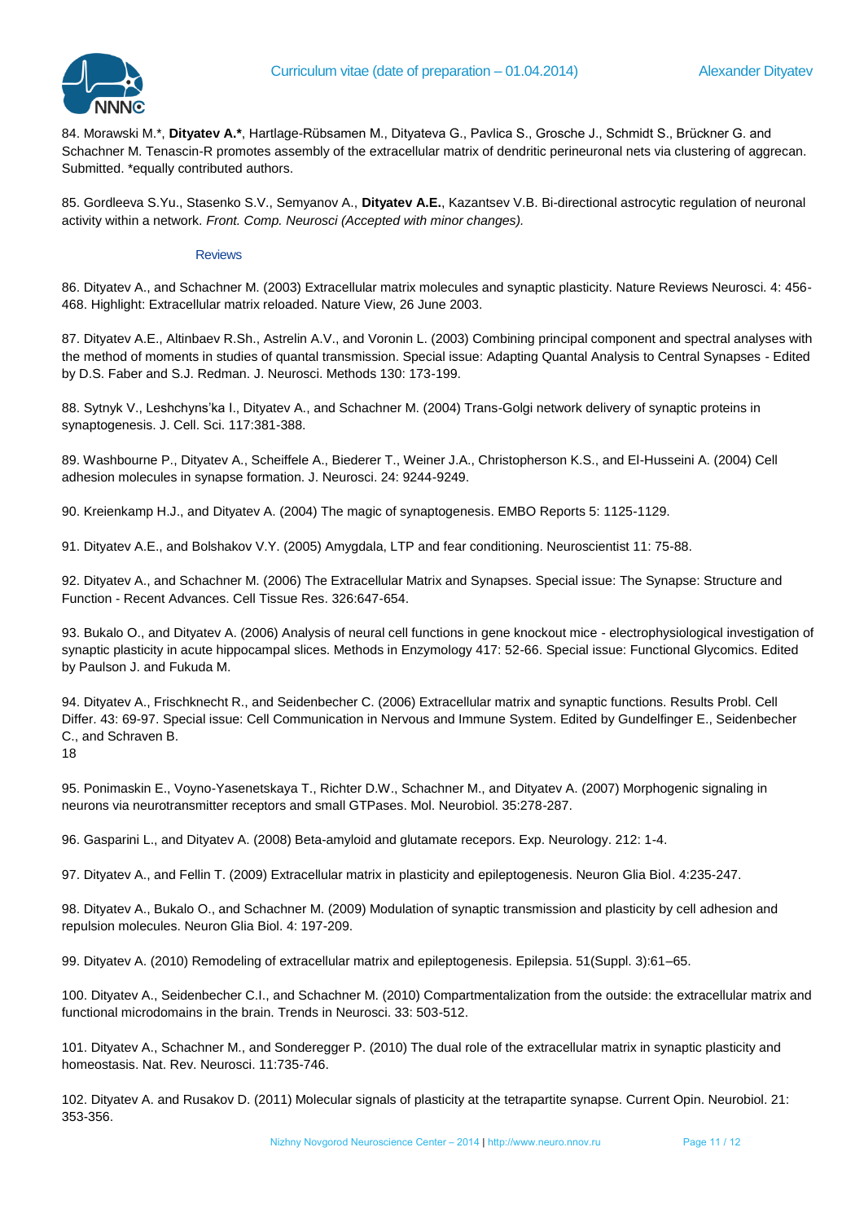84. Morawski M.*, **Dityatev A.***, Hartlage-Rübsamen M., Dityateva G., Pavlica S., Grosche J., Schmidt S., Brückner G. and Schachner M. Tenascin-R promotes assembly of the extracellular matrix of dendritic perineuronal nets via clustering of aggrecan. Submitted. *equally contributed authors.

85. Gordleeva S.Yu., Stasenko S.V., Semyanov A., **Dityatev A.E.**, Kazantsev V.B. Bi-directional astrocytic regulation of neuronal activity within a network. *Front. Comp. Neurosci (Accepted with minor changes).*

### Reviews

86. Dityatev A., and Schachner M. (2003) Extracellular matrix molecules and synaptic plasticity. Nature Reviews Neurosci. 4: 456-468. Highlight: Extracellular matrix reloaded. Nature View, 26 June 2003.

87. Dityatev A.E., Altinbaev R.Sh., Astrelin A.V., and Voronin L. (2003) Combining principal component and spectral analyses with the method of moments in studies of quantal transmission. Special issue: Adapting Quantal Analysis to Central Synapses - Edited by D.S. Faber and S.J. Redman. J. Neurosci. Methods 130: 173-199.

88. Sytnyk V., Leshchyns'ka I., Dityatev A., and Schachner M. (2004) Trans-Golgi network delivery of synaptic proteins in synaptogenesis. J. Cell. Sci. 117:381-388.

89. Washbourne P., Dityatev A., Scheiffele A., Biederer T., Weiner J.A., Christopherson K.S., and El-Husseini A. (2004) Cell adhesion molecules in synapse formation. J. Neurosci. 24: 9244-9249.

90. Kreienkamp H.J., and Dityatev A. (2004) The magic of synaptogenesis. EMBO Reports 5: 1125-1129.

91. Dityatev A.E., and Bolshakov V.Y. (2005) Amygdala, LTP and fear conditioning. Neuroscientist 11: 75-88.

92. Dityatev A., and Schachner M. (2006) The Extracellular Matrix and Synapses. Special issue: The Synapse: Structure and Function - Recent Advances. Cell Tissue Res. 326:647-654.

93. Bukalo O., and Dityatev A. (2006) Analysis of neural cell functions in gene knockout mice - electrophysiological investigation of synaptic plasticity in acute hippocampal slices. Methods in Enzymology 417: 52-66. Special issue: Functional Glycomics. Edited by Paulson J. and Fukuda M.

94. Dityatev A., Frischknecht R., and Seidenbecher C. (2006) Extracellular matrix and synaptic functions. Results Probl. Cell Differ. 43: 69-97. Special issue: Cell Communication in Nervous and Immune System. Edited by Gundelfinger E., Seidenbecher C., and Schraven B.
18

95. Ponimaskin E., Voyno-Yasenetskaya T., Richter D.W., Schachner M., and Dityatev A. (2007) Morphogenic signaling in neurons via neurotransmitter receptors and small GTPases. Mol. Neurobiol. 35:278-287.

96. Gasparini L., and Dityatev A. (2008) Beta-amyloid and glutamate recepors. Exp. Neurology. 212: 1-4.

97. Dityatev A., and Fellin T. (2009) Extracellular matrix in plasticity and epileptogenesis. Neuron Glia Biol. 4:235-247.

98. Dityatev A., Bukalo O., and Schachner M. (2009) Modulation of synaptic transmission and plasticity by cell adhesion and repulsion molecules. Neuron Glia Biol. 4: 197-209.

99. Dityatev A. (2010) Remodeling of extracellular matrix and epileptogenesis. Epilepsia. 51(Suppl. 3):61–65.

100. Dityatev A., Seidenbecher C.I., and Schachner M. (2010) Compartmentalization from the outside: the extracellular matrix and functional microdomains in the brain. Trends in Neurosci. 33: 503-512.

101. Dityatev A., Schachner M., and Sonderegger P. (2010) The dual role of the extracellular matrix in synaptic plasticity and homeostasis. Nat. Rev. Neurosci. 11:735-746.

102. Dityatev A. and Rusakov D. (2011) Molecular signals of plasticity at the tetrapartite synapse. Current Opin. Neurobiol. 21: 353-356.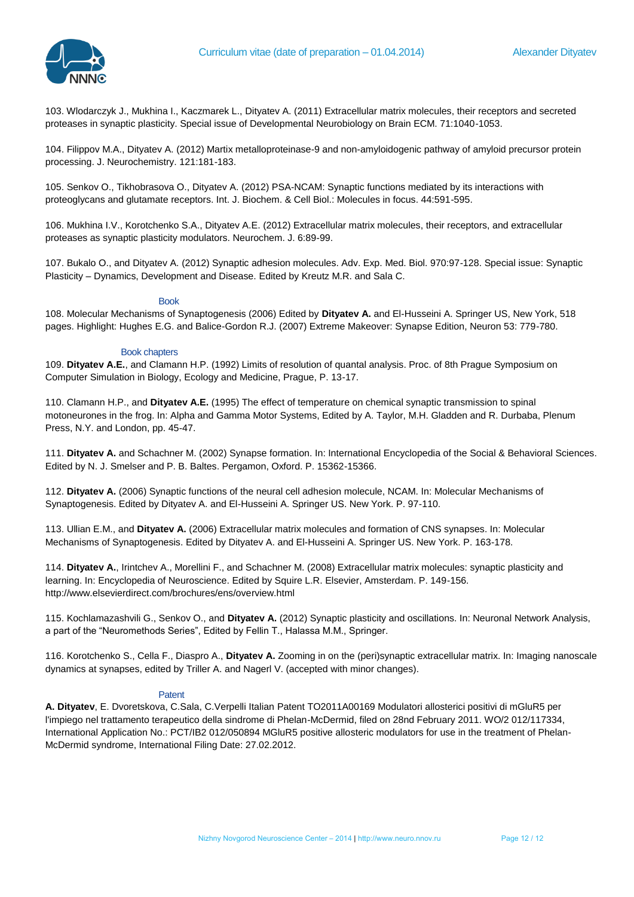103. Wlodarczyk J., Mukhina I., Kaczmarek L., Dityatev A. (2011) Extracellular matrix molecules, their receptors and secreted proteases in synaptic plasticity. Special issue of Developmental Neurobiology on Brain ECM. 71:1040-1053.

104. Filippov M.A., Dityatev A. (2012) Martix metalloproteinase-9 and non-amyloidogenic pathway of amyloid precursor protein processing. J. Neurochemistry. 121:181-183.

105. Senkov O., Tikhobrasova O., Dityatev A. (2012) PSA-NCAM: Synaptic functions mediated by its interactions with proteoglycans and glutamate receptors. Int. J. Biochem. & Cell Biol.: Molecules in focus. 44:591-595.

106. Mukhina I.V., Korotchenko S.A., Dityatev A.E. (2012) Extracellular matrix molecules, their receptors, and extracellular proteases as synaptic plasticity modulators. Neurochem. J. 6:89-99.

107. Bukalo O., and Dityatev A. (2012) Synaptic adhesion molecules. Adv. Exp. Med. Biol. 970:97-128. Special issue: Synaptic Plasticity – Dynamics, Development and Disease. Edited by Kreutz M.R. and Sala C.

## Book

108. Molecular Mechanisms of Synaptogenesis (2006) Edited by **Dityatev A.** and El-Husseini A. Springer US, New York, 518 pages. Highlight: Hughes E.G. and Balice-Gordon R.J. (2007) Extreme Makeover: Synapse Edition, Neuron 53: 779-780.

## Book chapters

109. **Dityatev A.E.**, and Clamann H.P. (1992) Limits of resolution of quantal analysis. Proc. of 8th Prague Symposium on Computer Simulation in Biology, Ecology and Medicine, Prague, P. 13-17.

110. Clamann H.P., and **Dityatev A.E.** (1995) The effect of temperature on chemical synaptic transmission to spinal motoneurones in the frog. In: Alpha and Gamma Motor Systems, Edited by A. Taylor, M.H. Gladden and R. Durbaba, Plenum Press, N.Y. and London, pp. 45-47.

111. **Dityatev A.** and Schachner M. (2002) Synapse formation. In: International Encyclopedia of the Social & Behavioral Sciences. Edited by N. J. Smelser and P. B. Baltes. Pergamon, Oxford. P. 15362-15366.

112. **Dityatev A.** (2006) Synaptic functions of the neural cell adhesion molecule, NCAM. In: Molecular Mechanisms of Synaptogenesis. Edited by Dityatev A. and El-Husseini A. Springer US. New York. P. 97-110.

113. Ullian E.M., and **Dityatev A.** (2006) Extracellular matrix molecules and formation of CNS synapses. In: Molecular Mechanisms of Synaptogenesis. Edited by Dityatev A. and El-Husseini A. Springer US. New York. P. 163-178.

114. **Dityatev A.**, Irintchev A., Morellini F., and Schachner M. (2008) Extracellular matrix molecules: synaptic plasticity and learning. In: Encyclopedia of Neuroscience. Edited by Squire L.R. Elsevier, Amsterdam. P. 149-156. http://www.elsevierdirect.com/brochures/ens/overview.html

115. Kochlamazashvili G., Senkov O., and **Dityatev A.** (2012) Synaptic plasticity and oscillations. In: Neuronal Network Analysis, a part of the "Neuromethods Series", Edited by Fellin T., Halassa M.M., Springer.

116. Korotchenko S., Cella F., Diaspro A., **Dityatev A.** Zooming in on the (peri)synaptic extracellular matrix. In: Imaging nanoscale dynamics at synapses, edited by Triller A. and Nagerl V. (accepted with minor changes).

## Patent

**A. Dityatev**, E. Dvoretskova, C.Sala, C.Verpelli Italian Patent TO2011A00169 Modulatori allosterici positivi di mGluR5 per l'impiego nel trattamento terapeutico della sindrome di Phelan-McDermid, filed on 28nd February 2011. WO/2 012/117334, International Application No.: PCT/IB2 012/050894 MGluR5 positive allosteric modulators for use in the treatment of Phelan-McDermid syndrome, International Filing Date: 27.02.2012.